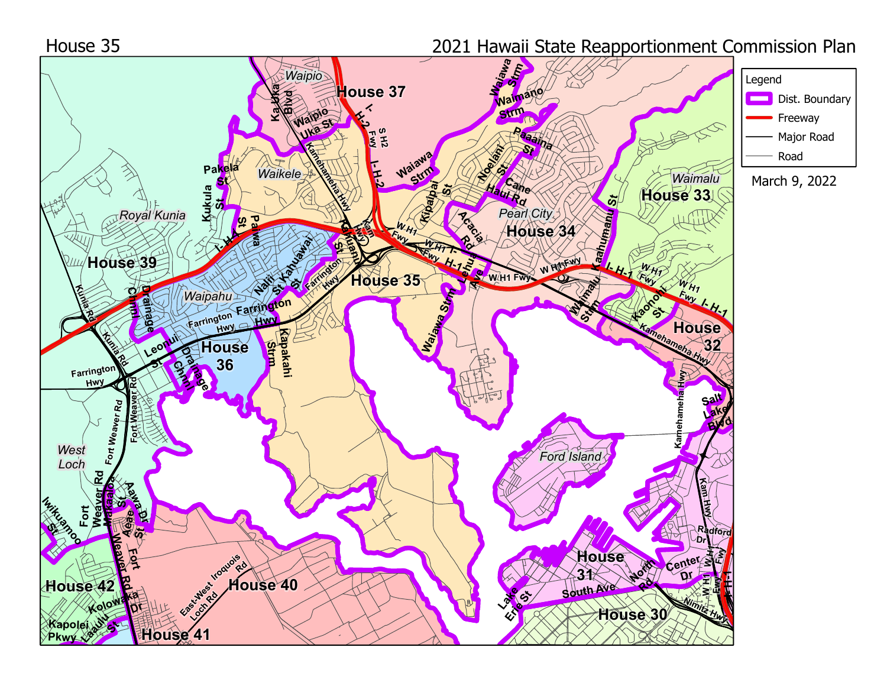House 35

2021 Hawaii State Reapportionment Commission Plan

Legend

- Dist. Boundary
- Freeway
- Major Road
- Road

March 9, 2022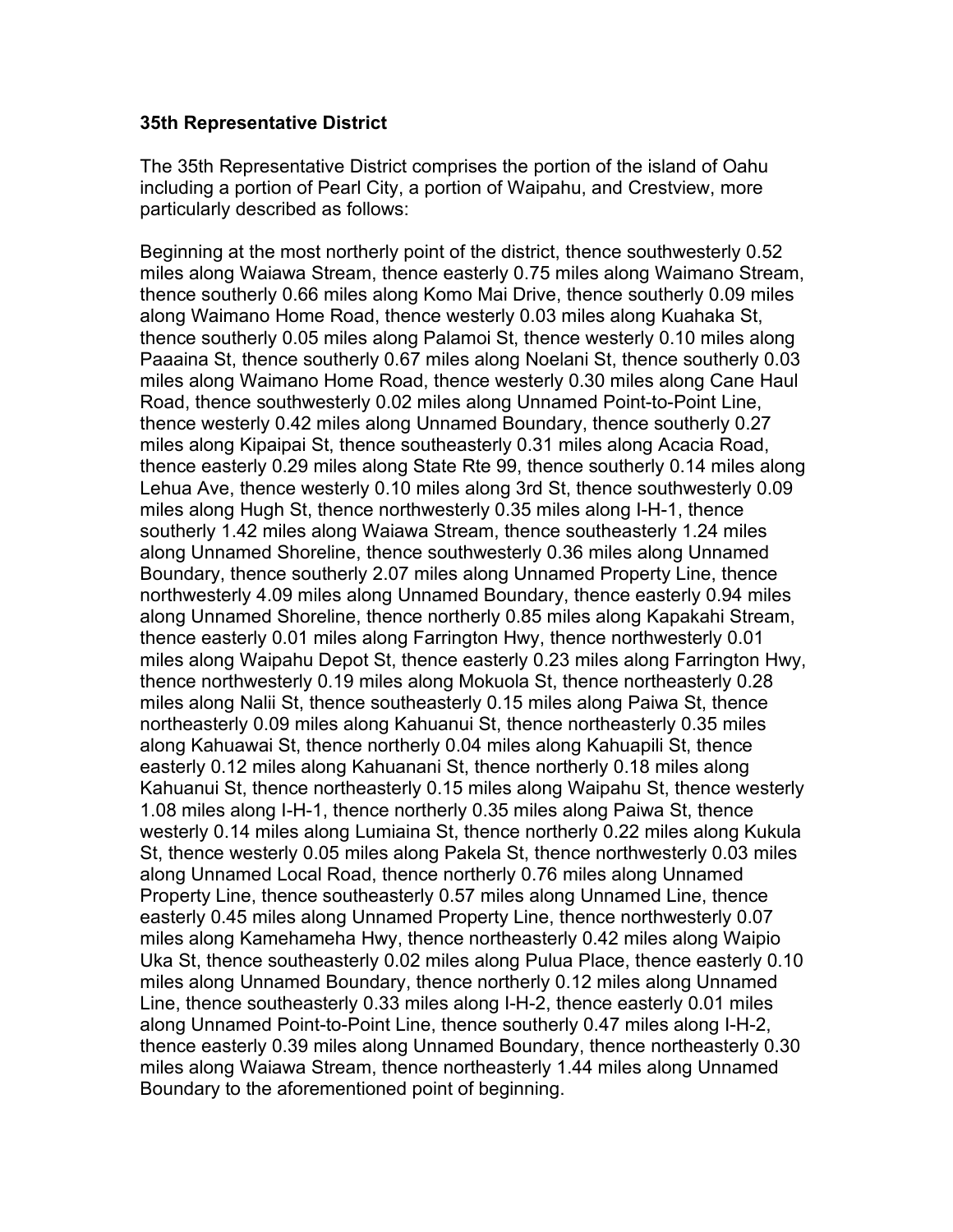**35th Representative District**

The 35th Representative District comprises the portion of the island of Oahu including a portion of Pearl City, a portion of Waipahu, and Crestview, more particularly described as follows:

Beginning at the most northerly point of the district, thence southwesterly 0.52 miles along Waiawa Stream, thence easterly 0.75 miles along Waimano Stream, thence southerly 0.66 miles along Komo Mai Drive, thence southerly 0.09 miles along Waimano Home Road, thence westerly 0.03 miles along Kuahaka St, thence southerly 0.05 miles along Palamoi St, thence westerly 0.10 miles along Paaaina St, thence southerly 0.67 miles along Noelani St, thence southerly 0.03 miles along Waimano Home Road, thence westerly 0.30 miles along Cane Haul Road, thence southwesterly 0.02 miles along Unnamed Point-to-Point Line, thence westerly 0.42 miles along Unnamed Boundary, thence southerly 0.27 miles along Kipaipai St, thence southeasterly 0.31 miles along Acacia Road, thence easterly 0.29 miles along State Rte 99, thence southerly 0.14 miles along Lehua Ave, thence westerly 0.10 miles along 3rd St, thence southwesterly 0.09 miles along Hugh St, thence northwesterly 0.35 miles along I-H-1, thence southerly 1.42 miles along Waiawa Stream, thence southeasterly 1.24 miles along Unnamed Shoreline, thence southwesterly 0.36 miles along Unnamed Boundary, thence southerly 2.07 miles along Unnamed Property Line, thence northwesterly 4.09 miles along Unnamed Boundary, thence easterly 0.94 miles along Unnamed Shoreline, thence northerly 0.85 miles along Kapakahi Stream, thence easterly 0.01 miles along Farrington Hwy, thence northwesterly 0.01 miles along Waipahu Depot St, thence easterly 0.23 miles along Farrington Hwy, thence northwesterly 0.19 miles along Mokuola St, thence northeasterly 0.28 miles along Nalii St, thence southeasterly 0.15 miles along Paiwa St, thence northeasterly 0.09 miles along Kahuanui St, thence northeasterly 0.35 miles along Kahuawai St, thence northerly 0.04 miles along Kahuapili St, thence easterly 0.12 miles along Kahuanani St, thence northerly 0.18 miles along Kahuanui St, thence northeasterly 0.15 miles along Waipahu St, thence westerly 1.08 miles along I-H-1, thence northerly 0.35 miles along Paiwa St, thence westerly 0.14 miles along Lumiaina St, thence northerly 0.22 miles along Kukula St, thence westerly 0.05 miles along Pakela St, thence northwesterly 0.03 miles along Unnamed Local Road, thence northerly 0.76 miles along Unnamed Property Line, thence southeasterly 0.57 miles along Unnamed Line, thence easterly 0.45 miles along Unnamed Property Line, thence northwesterly 0.07 miles along Kamehameha Hwy, thence northeasterly 0.42 miles along Waipio Uka St, thence southeasterly 0.02 miles along Pulua Place, thence easterly 0.10 miles along Unnamed Boundary, thence northerly 0.12 miles along Unnamed Line, thence southeasterly 0.33 miles along I-H-2, thence easterly 0.01 miles along Unnamed Point-to-Point Line, thence southerly 0.47 miles along I-H-2, thence easterly 0.39 miles along Unnamed Boundary, thence northeasterly 0.30 miles along Waiawa Stream, thence northeasterly 1.44 miles along Unnamed Boundary to the aforementioned point of beginning.